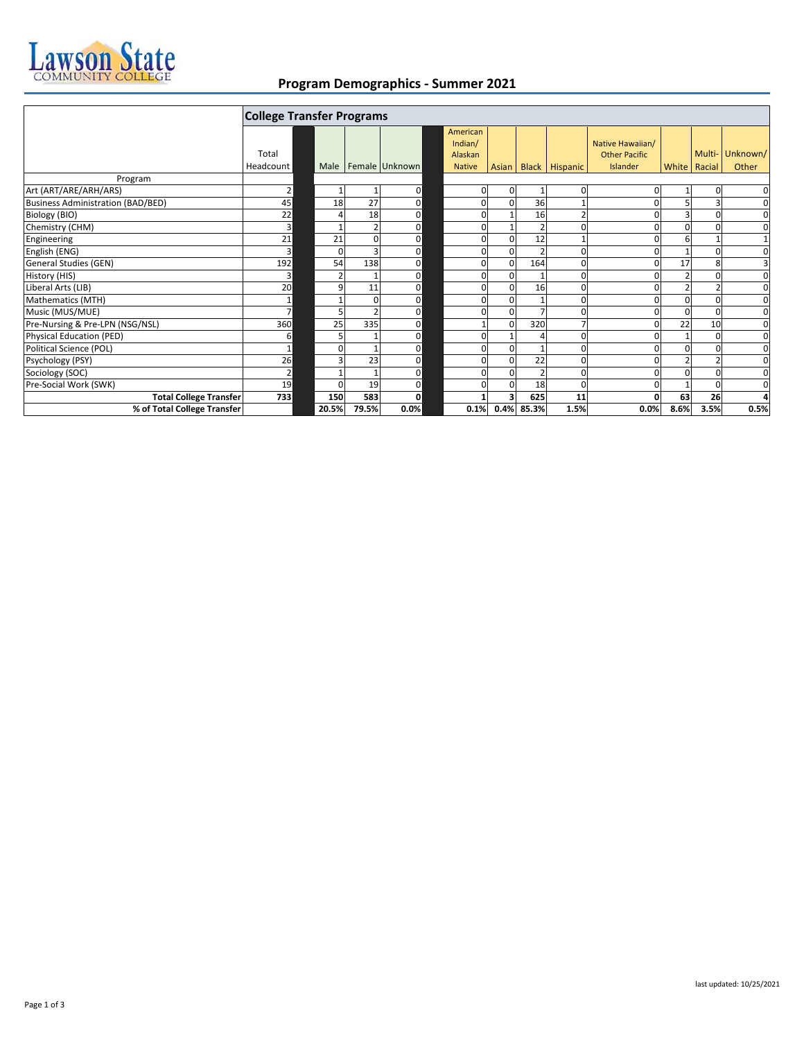# Program Demographics - Summer 2021

| | College Transfer Programs | | | | | | | | | | | |
|---|---|---|---|---|---|---|---|---|---|---|---|---|
| Program | Total Headcount | Male | Female | Unknown | American Indian/ Alaskan Native | Asian | Black | Hispanic | Native Hawaiian/ Other Pacific Islander | White | Multi-Racial | Unknown/ Other |
| Art (ART/ARE/ARH/ARS) | 2 | 1 | 1 | 0 | 0 | 0 | 1 | 0 | 0 | 1 | 0 | 0 |
| Business Administration (BAD/BED) | 45 | 18 | 27 | 0 | 0 | 0 | 36 | 1 | 0 | 5 | 3 | 0 |
| Biology (BIO) | 22 | 4 | 18 | 0 | 0 | 1 | 16 | 2 | 0 | 3 | 0 | 0 |
| Chemistry (CHM) | 3 | 1 | 2 | 0 | 0 | 1 | 2 | 0 | 0 | 0 | 0 | 0 |
| Engineering | 21 | 21 | 0 | 0 | 0 | 0 | 12 | 1 | 0 | 6 | 1 | 1 |
| English (ENG) | 3 | 0 | 3 | 0 | 0 | 0 | 2 | 0 | 0 | 1 | 0 | 0 |
| General Studies (GEN) | 192 | 54 | 138 | 0 | 0 | 0 | 164 | 0 | 0 | 17 | 8 | 3 |
| History (HIS) | 3 | 2 | 1 | 0 | 0 | 0 | 1 | 0 | 0 | 2 | 0 | 0 |
| Liberal Arts (LIB) | 20 | 9 | 11 | 0 | 0 | 0 | 16 | 0 | 0 | 2 | 2 | 0 |
| Mathematics (MTH) | 1 | 1 | 0 | 0 | 0 | 0 | 1 | 0 | 0 | 0 | 0 | 0 |
| Music (MUS/MUE) | 7 | 5 | 2 | 0 | 0 | 0 | 7 | 0 | 0 | 0 | 0 | 0 |
| Pre-Nursing & Pre-LPN (NSG/NSL) | 360 | 25 | 335 | 0 | 1 | 0 | 320 | 7 | 0 | 22 | 10 | 0 |
| Physical Education (PED) | 6 | 5 | 1 | 0 | 0 | 1 | 4 | 0 | 0 | 1 | 0 | 0 |
| Political Science (POL) | 1 | 0 | 1 | 0 | 0 | 0 | 1 | 0 | 0 | 0 | 0 | 0 |
| Psychology (PSY) | 26 | 3 | 23 | 0 | 0 | 0 | 22 | 0 | 0 | 2 | 2 | 0 |
| Sociology (SOC) | 2 | 1 | 1 | 0 | 0 | 0 | 2 | 0 | 0 | 0 | 0 | 0 |
| Pre-Social Work (SWK) | 19 | 0 | 19 | 0 | 0 | 0 | 18 | 0 | 0 | 1 | 0 | 0 |
| **Total College Transfer** | **733** | **150** | **583** | **0** | **1** | **3** | **625** | **11** | **0** | **63** | **26** | **4** |
| **% of Total College Transfer** | | **20.5%** | **79.5%** | **0.0%** | **0.1%** | **0.4%** | **85.3%** | **1.5%** | **0.0%** | **8.6%** | **3.5%** | **0.5%** |

last updated: 10/25/2021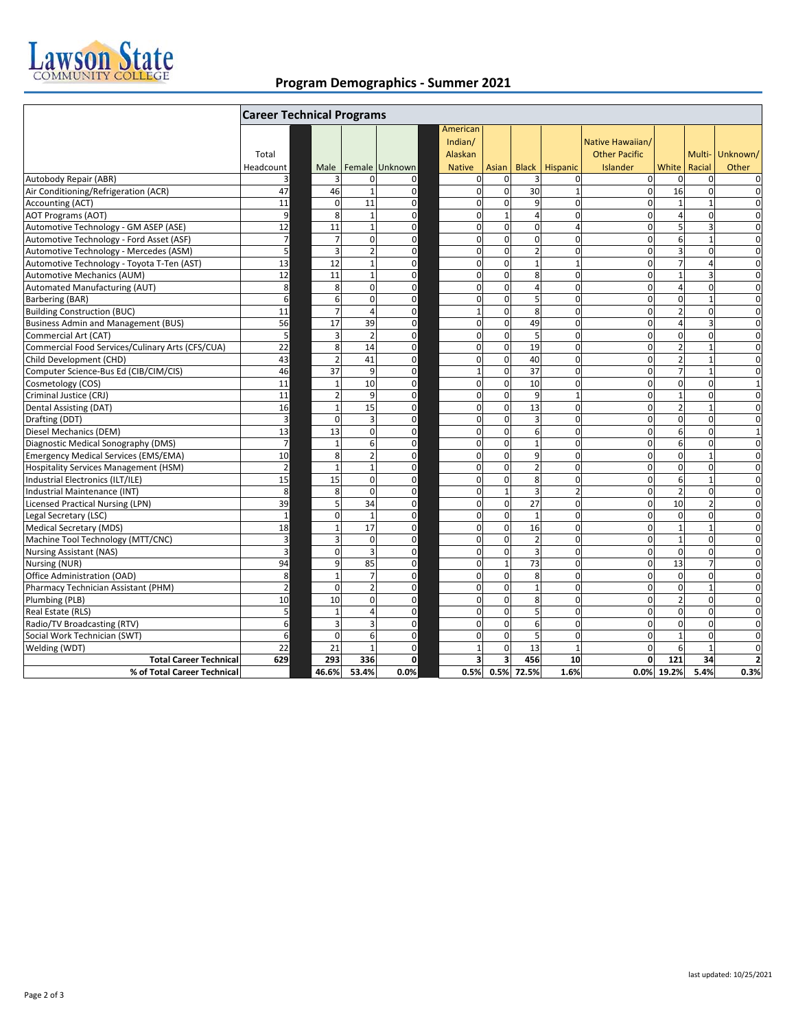# Lawson State Community College

## Program Demographics - Summer 2021

| | Career Technical Programs | | | | | | | | | | | |
|---|---|---|---|---|---|---|---|---|---|---|---|---|
| | Total Headcount | Male | Female | Unknown | American Indian/ Alaskan Native | Asian | Black | Hispanic | Native Hawaiian/ Other Pacific Islander | White | Multi-Racial | Unknown/ Other |
| Autobody Repair (ABR) | 3 | 3 | 0 | 0 | 0 | 0 | 3 | 0 | 0 | 0 | 0 | 0 |
| Air Conditioning/Refrigeration (ACR) | 47 | 46 | 1 | 0 | 0 | 0 | 30 | 1 | 0 | 16 | 0 | 0 |
| Accounting (ACT) | 11 | 0 | 11 | 0 | 0 | 0 | 9 | 0 | 0 | 1 | 1 | 0 |
| AOT Programs (AOT) | 9 | 8 | 1 | 0 | 0 | 1 | 4 | 0 | 0 | 4 | 0 | 0 |
| Automotive Technology - GM ASEP (ASE) | 12 | 11 | 1 | 0 | 0 | 0 | 0 | 4 | 0 | 5 | 3 | 0 |
| Automotive Technology - Ford Asset (ASF) | 7 | 7 | 0 | 0 | 0 | 0 | 0 | 0 | 0 | 6 | 1 | 0 |
| Automotive Technology - Mercedes (ASM) | 5 | 3 | 2 | 0 | 0 | 0 | 2 | 0 | 0 | 3 | 0 | 0 |
| Automotive Technology - Toyota T-Ten (AST) | 13 | 12 | 1 | 0 | 0 | 0 | 1 | 1 | 0 | 7 | 4 | 0 |
| Automotive Mechanics (AUM) | 12 | 11 | 1 | 0 | 0 | 0 | 8 | 0 | 0 | 1 | 3 | 0 |
| Automated Manufacturing (AUT) | 8 | 8 | 0 | 0 | 0 | 0 | 4 | 0 | 0 | 4 | 0 | 0 |
| Barbering (BAR) | 6 | 6 | 0 | 0 | 0 | 0 | 5 | 0 | 0 | 0 | 1 | 0 |
| Building Construction (BUC) | 11 | 7 | 4 | 0 | 1 | 0 | 8 | 0 | 0 | 2 | 0 | 0 |
| Business Admin and Management (BUS) | 56 | 17 | 39 | 0 | 0 | 0 | 49 | 0 | 0 | 4 | 3 | 0 |
| Commercial Art (CAT) | 5 | 3 | 2 | 0 | 0 | 0 | 5 | 0 | 0 | 0 | 0 | 0 |
| Commercial Food Services/Culinary Arts (CFS/CUA) | 22 | 8 | 14 | 0 | 0 | 0 | 19 | 0 | 0 | 2 | 1 | 0 |
| Child Development (CHD) | 43 | 2 | 41 | 0 | 0 | 0 | 40 | 0 | 0 | 2 | 1 | 0 |
| Computer Science-Bus Ed (CIB/CIM/CIS) | 46 | 37 | 9 | 0 | 1 | 0 | 37 | 0 | 0 | 7 | 1 | 0 |
| Cosmetology (COS) | 11 | 1 | 10 | 0 | 0 | 0 | 10 | 0 | 0 | 0 | 0 | 1 |
| Criminal Justice (CRJ) | 11 | 2 | 9 | 0 | 0 | 0 | 9 | 1 | 0 | 1 | 0 | 0 |
| Dental Assisting (DAT) | 16 | 1 | 15 | 0 | 0 | 0 | 13 | 0 | 0 | 2 | 1 | 0 |
| Drafting (DDT) | 3 | 0 | 3 | 0 | 0 | 0 | 3 | 0 | 0 | 0 | 0 | 0 |
| Diesel Mechanics (DEM) | 13 | 13 | 0 | 0 | 0 | 0 | 6 | 0 | 0 | 6 | 0 | 1 |
| Diagnostic Medical Sonography (DMS) | 7 | 1 | 6 | 0 | 0 | 0 | 1 | 0 | 0 | 6 | 0 | 0 |
| Emergency Medical Services (EMS/EMA) | 10 | 8 | 2 | 0 | 0 | 0 | 9 | 0 | 0 | 0 | 1 | 0 |
| Hospitality Services Management (HSM) | 2 | 1 | 1 | 0 | 0 | 0 | 2 | 0 | 0 | 0 | 0 | 0 |
| Industrial Electronics (ILT/ILE) | 15 | 15 | 0 | 0 | 0 | 0 | 8 | 0 | 0 | 6 | 1 | 0 |
| Industrial Maintenance (INT) | 8 | 8 | 0 | 0 | 0 | 1 | 3 | 2 | 0 | 2 | 0 | 0 |
| Licensed Practical Nursing (LPN) | 39 | 5 | 34 | 0 | 0 | 0 | 27 | 0 | 0 | 10 | 2 | 0 |
| Legal Secretary (LSC) | 1 | 0 | 1 | 0 | 0 | 0 | 1 | 0 | 0 | 0 | 0 | 0 |
| Medical Secretary (MDS) | 18 | 1 | 17 | 0 | 0 | 0 | 16 | 0 | 0 | 1 | 1 | 0 |
| Machine Tool Technology (MTT/CNC) | 3 | 3 | 0 | 0 | 0 | 0 | 2 | 0 | 0 | 1 | 0 | 0 |
| Nursing Assistant (NAS) | 3 | 0 | 3 | 0 | 0 | 0 | 3 | 0 | 0 | 0 | 0 | 0 |
| Nursing (NUR) | 94 | 9 | 85 | 0 | 0 | 1 | 73 | 0 | 0 | 13 | 7 | 0 |
| Office Administration (OAD) | 8 | 1 | 7 | 0 | 0 | 0 | 8 | 0 | 0 | 0 | 0 | 0 |
| Pharmacy Technician Assistant (PHM) | 2 | 0 | 2 | 0 | 0 | 0 | 1 | 0 | 0 | 0 | 1 | 0 |
| Plumbing (PLB) | 10 | 10 | 0 | 0 | 0 | 0 | 8 | 0 | 0 | 2 | 0 | 0 |
| Real Estate (RLS) | 5 | 1 | 4 | 0 | 0 | 0 | 5 | 0 | 0 | 0 | 0 | 0 |
| Radio/TV Broadcasting (RTV) | 6 | 3 | 3 | 0 | 0 | 0 | 6 | 0 | 0 | 0 | 0 | 0 |
| Social Work Technician (SWT) | 6 | 0 | 6 | 0 | 0 | 0 | 5 | 0 | 0 | 1 | 0 | 0 |
| Welding (WDT) | 22 | 21 | 1 | 0 | 1 | 0 | 13 | 1 | 0 | 6 | 1 | 0 |
| **Total Career Technical** | **629** | **293** | **336** | **0** | **3** | **3** | **456** | **10** | **0** | **121** | **34** | **2** |
| **% of Total Career Technical** | | **46.6%** | **53.4%** | **0.0%** | **0.5%** | **0.5%** | **72.5%** | **1.6%** | **0.0%** | **19.2%** | **5.4%** | **0.3%** |

last updated: 10/25/2021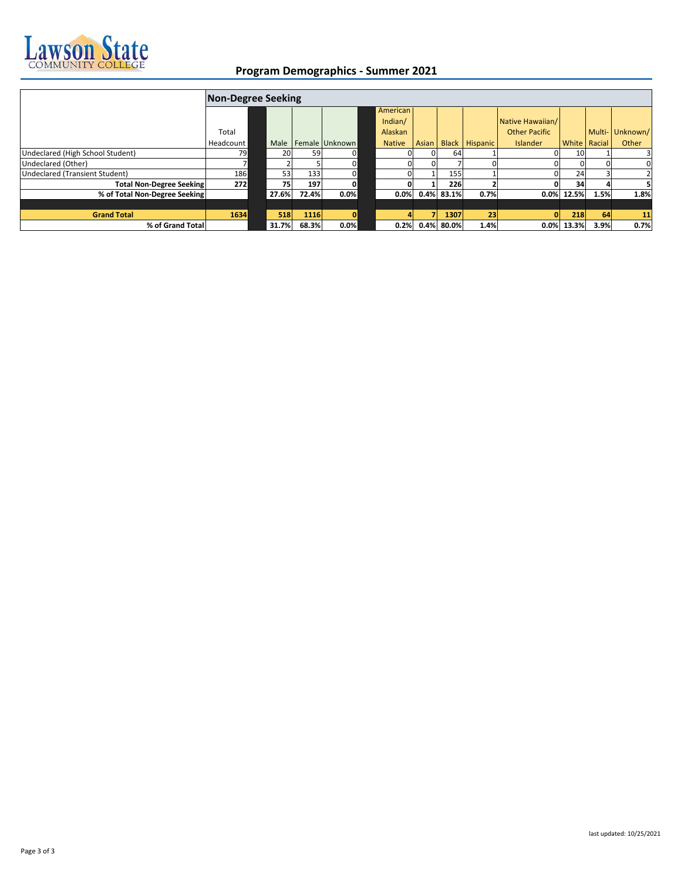# Program Demographics - Summer 2021

| | Non-Degree Seeking | | | | | | | | | | | | |
|---|---|---|---|---|---|---|---|---|---|---|---|---|---|
| | Total Headcount | Male | Female | Unknown | American Indian/ Alaskan Native | Asian | Black | Hispanic | Native Hawaiian/ Other Pacific Islander | White | Multi-Racial | Unknown/ Other |
| Undeclared (High School Student) | 79 | 20 | 59 | 0 | 0 | 0 | 64 | 1 | 0 | 10 | 1 | 3 |
| Undeclared (Other) | 7 | 2 | 5 | 0 | 0 | 0 | 7 | 0 | 0 | 0 | 0 | 0 |
| Undeclared (Transient Student) | 186 | 53 | 133 | 0 | 0 | 1 | 155 | 1 | 0 | 24 | 3 | 2 |
| **Total Non-Degree Seeking** | **272** | **75** | **197** | **0** | **0** | **1** | **226** | **2** | **0** | **34** | **4** | **5** |
| **% of Total Non-Degree Seeking** | | **27.6%** | **72.4%** | **0.0%** | **0.0%** | **0.4%** | **83.1%** | **0.7%** | **0.0%** | **12.5%** | **1.5%** | **1.8%** |
| | | | | | | | | | | | | |
| **Grand Total** | **1634** | **518** | **1116** | **0** | **4** | **7** | **1307** | **23** | **0** | **218** | **64** | **11** |
| **% of Grand Total** | | **31.7%** | **68.3%** | **0.0%** | **0.2%** | **0.4%** | **80.0%** | **1.4%** | **0.0%** | **13.3%** | **3.9%** | **0.7%** |

last updated: 10/25/2021